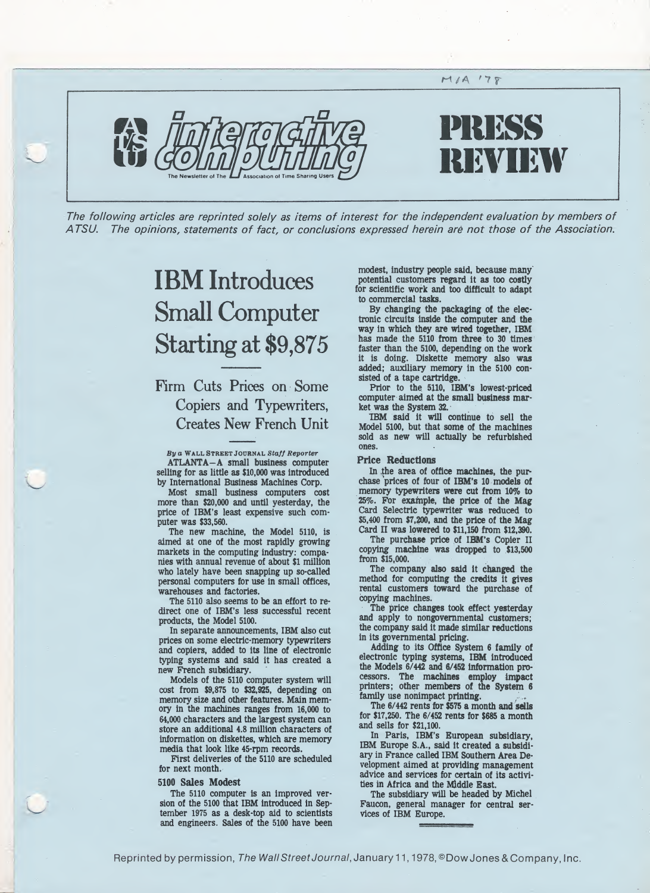M/A '78

# interactive computing

The Newsletter of The Association of Time Sharing Users

# PRESS REVIEW

*The following articles are reprinted solely as items of interest for the independent evaluation by members of ATSU. The opinions, statements of fact, or conclusions expressed herein are not those of the Association.*

## IBM Introduces Small Computer Starting at $9,875

### Firm Cuts Prices on Some Copiers and Typewriters, Creates New French Unit

*By a* WALL STREET JOURNAL *Staff Reporter*

ATLANTA—A small business computer selling for as little as $10,000 was introduced by International Business Machines Corp.

Most small business computers cost more than $20,000 and until yesterday, the price of IBM's least expensive such computer was $33,560.

The new machine, the Model 5110, is aimed at one of the most rapidly growing markets in the computing industry: companies with annual revenue of about $1 million who lately have been snapping up so-called personal computers for use in small offices, warehouses and factories.

The 5110 also seems to be an effort to redirect one of IBM's less successful recent products, the Model 5100.

In separate announcements, IBM also cut prices on some electric-memory typewriters and copiers, added to its line of electronic typing systems and said it has created a new French subsidiary.

Models of the 5110 computer system will cost from $9,875 to $32,925, depending on memory size and other features. Main memory in the machines ranges from 16,000 to 64,000 characters and the largest system can store an additional 4.8 million characters of information on diskettes, which are memory media that look like 45-rpm records.

First deliveries of the 5110 are scheduled for next month.

**5100 Sales Modest**

The 5110 computer is an improved version of the 5100 that IBM introduced in September 1975 as a desk-top aid to scientists and engineers. Sales of the 5100 have been modest, industry people said, because many potential customers regard it as too costly for scientific work and too difficult to adapt to commercial tasks.

By changing the packaging of the electronic circuits inside the computer and the way in which they are wired together, IBM has made the 5110 from three to 30 times faster than the 5100, depending on the work it is doing. Diskette memory also was added; auxiliary memory in the 5100 consisted of a tape cartridge.

Prior to the 5110, IBM's lowest-priced computer aimed at the small business market was the System 32.

IBM said it will continue to sell the Model 5100, but that some of the machines sold as new will actually be refurbished ones.

**Price Reductions**

In the area of office machines, the purchase prices of four of IBM's 10 models of memory typewriters were cut from 10% to 25%. For example, the price of the Mag Card Selectric typewriter was reduced to $5,400 from $7,200, and the price of the Mag Card II was lowered to $11,150 from $12,390.

The purchase price of IBM's Copier II copying machine was dropped to $13,500 from $15,000.

The company also said it changed the method for computing the credits it gives rental customers toward the purchase of copying machines.

The price changes took effect yesterday and apply to nongovernmental customers; the company said it made similar reductions in its governmental pricing.

Adding to its Office System 6 family of electronic typing systems, IBM introduced the Models 6/442 and 6/452 information processors. The machines employ impact printers; other members of the System 6 family use nonimpact printing.

The 6/442 rents for $575 a month and sells for $17,250. The 6/452 rents for $685 a month and sells for $21,100.

In Paris, IBM's European subsidiary, IBM Europe S.A., said it created a subsidiary in France called IBM Southern Area Development aimed at providing management advice and services for certain of its activities in Africa and the Middle East.

The subsidiary will be headed by Michel Faucon, general manager for central services of IBM Europe.

Reprinted by permission, *The Wall Street Journal*, January 11, 1978, ©Dow Jones & Company, Inc.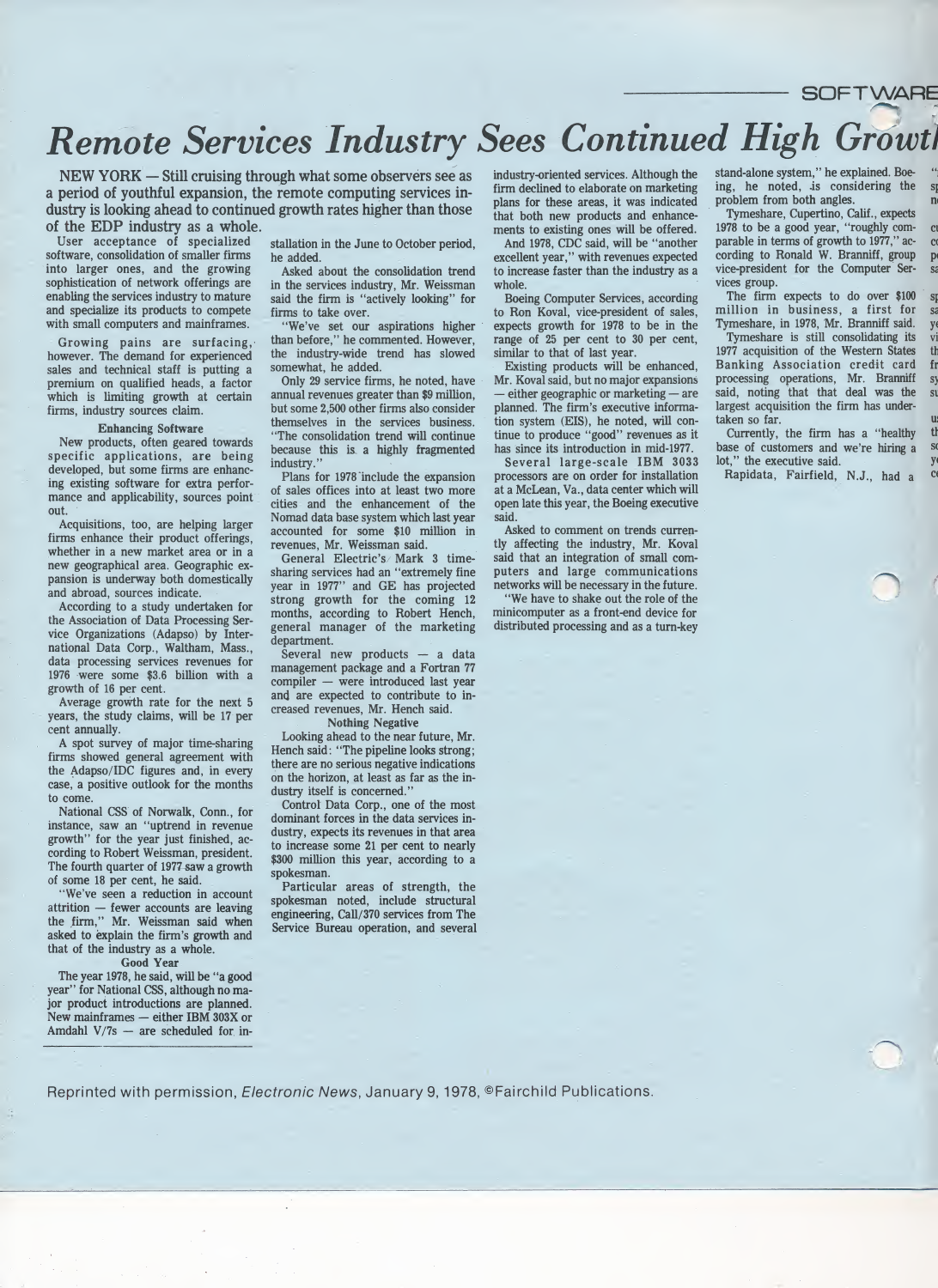SOFTWARE

# Remote Services Industry Sees Continued High Growth

NEW YORK — Still cruising through what some observers see as a period of youthful expansion, the remote computing services industry is looking ahead to continued growth rates higher than those of the EDP industry as a whole.

User acceptance of specialized software, consolidation of smaller firms into larger ones, and the growing sophistication of network offerings are enabling the services industry to mature and specialize its products to compete with small computers and mainframes.

Growing pains are surfacing, however. The demand for experienced sales and technical staff is putting a premium on qualified heads, a factor which is limiting growth at certain firms, industry sources claim.

### Enhancing Software

New products, often geared towards specific applications, are being developed, but some firms are enhancing existing software for extra performance and applicability, sources point out.

Acquisitions, too, are helping larger firms enhance their product offerings, whether in a new market area or in a new geographical area. Geographic expansion is underway both domestically and abroad, sources indicate.

According to a study undertaken for the Association of Data Processing Service Organizations (Adapso) by International Data Corp., Waltham, Mass., data processing services revenues for 1976 were some $3.6 billion with a growth of 16 per cent.

Average growth rate for the next 5 years, the study claims, will be 17 per cent annually.

A spot survey of major time-sharing firms showed general agreement with the Adapso/IDC figures and, in every case, a positive outlook for the months to come.

National CSS of Norwalk, Conn., for instance, saw an "uptrend in revenue growth" for the year just finished, according to Robert Weissman, president. The fourth quarter of 1977 saw a growth of some 18 per cent, he said.

"We've seen a reduction in account attrition — fewer accounts are leaving the firm," Mr. Weissman said when asked to explain the firm's growth and that of the industry as a whole.

### Good Year

The year 1978, he said, will be "a good year" for National CSS, although no major product introductions are planned. New mainframes — either IBM 303X or Amdahl V/7s — are scheduled for installation in the June to October period, he added.

Asked about the consolidation trend in the services industry, Mr. Weissman said the firm is "actively looking" for firms to take over.

"We've set our aspirations higher than before," he commented. However, the industry-wide trend has slowed somewhat, he added.

Only 29 service firms, he noted, have annual revenues greater than $9 million, but some 2,500 other firms also consider themselves in the services business. "The consolidation trend will continue because this is a highly fragmented industry."

Plans for 1978 include the expansion of sales offices into at least two more cities and the enhancement of the Nomad data base system which last year accounted for some $10 million in revenues, Mr. Weissman said.

General Electric's Mark 3 time-sharing services had an "extremely fine year in 1977" and GE has projected strong growth for the coming 12 months, according to Robert Hench, general manager of the marketing department.

Several new products — a data management package and a Fortran 77 compiler — were introduced last year and are expected to contribute to increased revenues, Mr. Hench said.

### Nothing Negative

Looking ahead to the near future, Mr. Hench said: "The pipeline looks strong; there are no serious negative indications on the horizon, at least as far as the industry itself is concerned."

Control Data Corp., one of the most dominant forces in the data services industry, expects its revenues in that area to increase some 21 per cent to nearly $300 million this year, according to a spokesman.

Particular areas of strength, the spokesman noted, include structural engineering, Call/370 services from The Service Bureau operation, and several industry-oriented services. Although the firm declined to elaborate on marketing plans for these areas, it was indicated that both new products and enhancements to existing ones will be offered.

And 1978, CDC said, will be "another excellent year," with revenues expected to increase faster than the industry as a whole.

Boeing Computer Services, according to Ron Koval, vice-president of sales, expects growth for 1978 to be in the range of 25 per cent to 30 per cent, similar to that of last year.

Existing products will be enhanced, Mr. Koval said, but no major expansions — either geographic or marketing — are planned. The firm's executive information system (EIS), he noted, will continue to produce "good" revenues as it has since its introduction in mid-1977.

Several large-scale IBM 3033 processors are on order for installation at a McLean, Va., data center which will open late this year, the Boeing executive said.

Asked to comment on trends currently affecting the industry, Mr. Koval said that an integration of small computers and large communications networks will be necessary in the future.

"We have to shake out the role of the minicomputer as a front-end device for distributed processing and as a turn-key stand-alone system," he explained. Boeing, he noted, is considering the problem from both angles.

Tymeshare, Cupertino, Calif., expects 1978 to be a good year, "roughly comparable in terms of growth to 1977," according to Ronald W. Branniff, group vice-president for the Computer Services group.

The firm expects to do over $100 million in business, a first for Tymeshare, in 1978, Mr. Branniff said.

Tymeshare is still consolidating its 1977 acquisition of the Western States Banking Association credit card processing operations, Mr. Branniff said, noting that that deal was the largest acquisition the firm has undertaken so far.

Currently, the firm has a "healthy base of customers and we're hiring a lot," the executive said.

Rapidata, Fairfield, N.J., had a

Reprinted with permission, *Electronic News*, January 9, 1978, ©Fairchild Publications.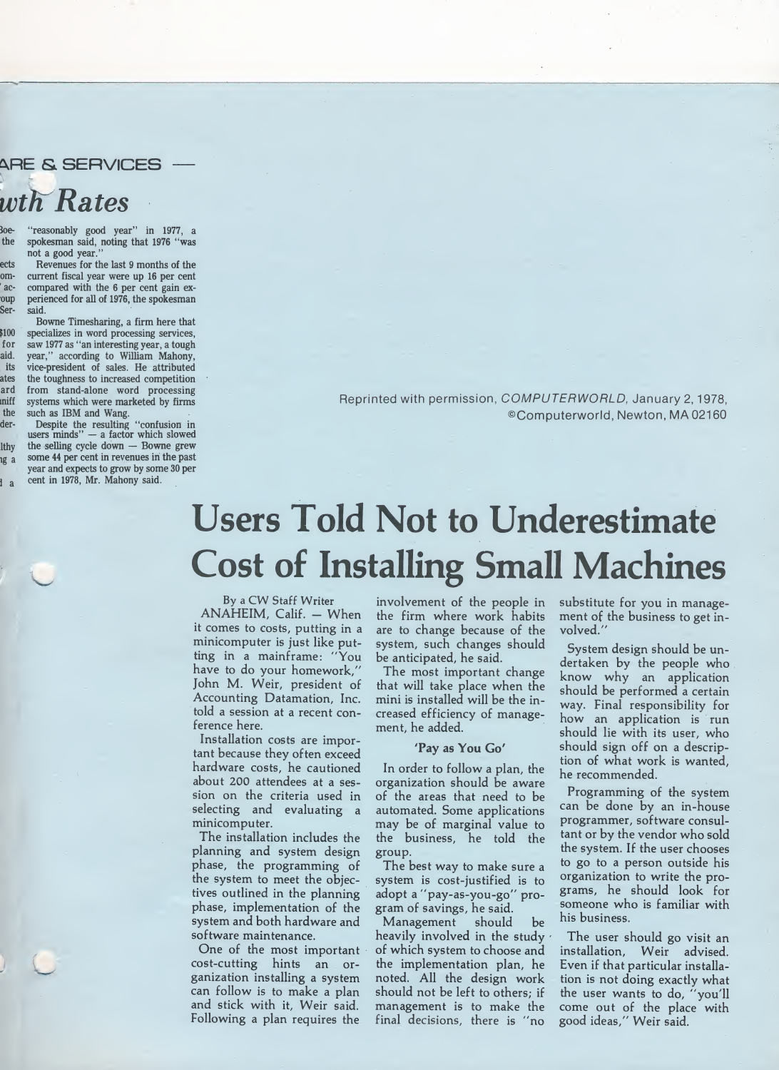ARE & SERVICES —

*wth Rates*

"reasonably good year" in 1977, a spokesman said, noting that 1976 "was not a good year."

Revenues for the last 9 months of the current fiscal year were up 16 per cent compared with the 6 per cent gain experienced for all of 1976, the spokesman said.

Bowne Timesharing, a firm here that specializes in word processing services, saw 1977 as "an interesting year, a tough year," according to William Mahony, vice-president of sales. He attributed the toughness to increased competition from stand-alone word processing systems which were marketed by firms such as IBM and Wang.

Despite the resulting "confusion in users minds" — a factor which slowed the selling cycle down — Bowne grew some 44 per cent in revenues in the past year and expects to grow by some 30 per cent in 1978, Mr. Mahony said.

Reprinted with permission, *COMPUTERWORLD*, January 2, 1978, ©Computerworld, Newton, MA 02160

# Users Told Not to Underestimate Cost of Installing Small Machines

By a CW Staff Writer

ANAHEIM, Calif. — When it comes to costs, putting in a minicomputer is just like putting in a mainframe: "You have to do your homework," John M. Weir, president of Accounting Datamation, Inc. told a session at a recent conference here.

Installation costs are important because they often exceed hardware costs, he cautioned about 200 attendees at a session on the criteria used in selecting and evaluating a minicomputer.

The installation includes the planning and system design phase, the programming of the system to meet the objectives outlined in the planning phase, implementation of the system and both hardware and software maintenance.

One of the most important cost-cutting hints an organization installing a system can follow is to make a plan and stick with it, Weir said. Following a plan requires the involvement of the people in the firm where work habits are to change because of the system, such changes should be anticipated, he said.

The most important change that will take place when the mini is installed will be the increased efficiency of management, he added.

## 'Pay as You Go'

In order to follow a plan, the organization should be aware of the areas that need to be automated. Some applications may be of marginal value to the business, he told the group.

The best way to make sure a system is cost-justified is to adopt a "pay-as-you-go" program of savings, he said.

Management should be heavily involved in the study of which system to choose and the implementation plan, he noted. All the design work should not be left to others; if management is to make the final decisions, there is "no substitute for you in management of the business to get involved."

System design should be undertaken by the people who know why an application should be performed a certain way. Final responsibility for how an application is run should lie with its user, who should sign off on a description of what work is wanted, he recommended.

Programming of the system can be done by an in-house programmer, software consultant or by the vendor who sold the system. If the user chooses to go to a person outside his organization to write the programs, he should look for someone who is familiar with his business.

The user should go visit an installation, Weir advised. Even if that particular installation is not doing exactly what the user wants to do, "you'll come out of the place with good ideas," Weir said.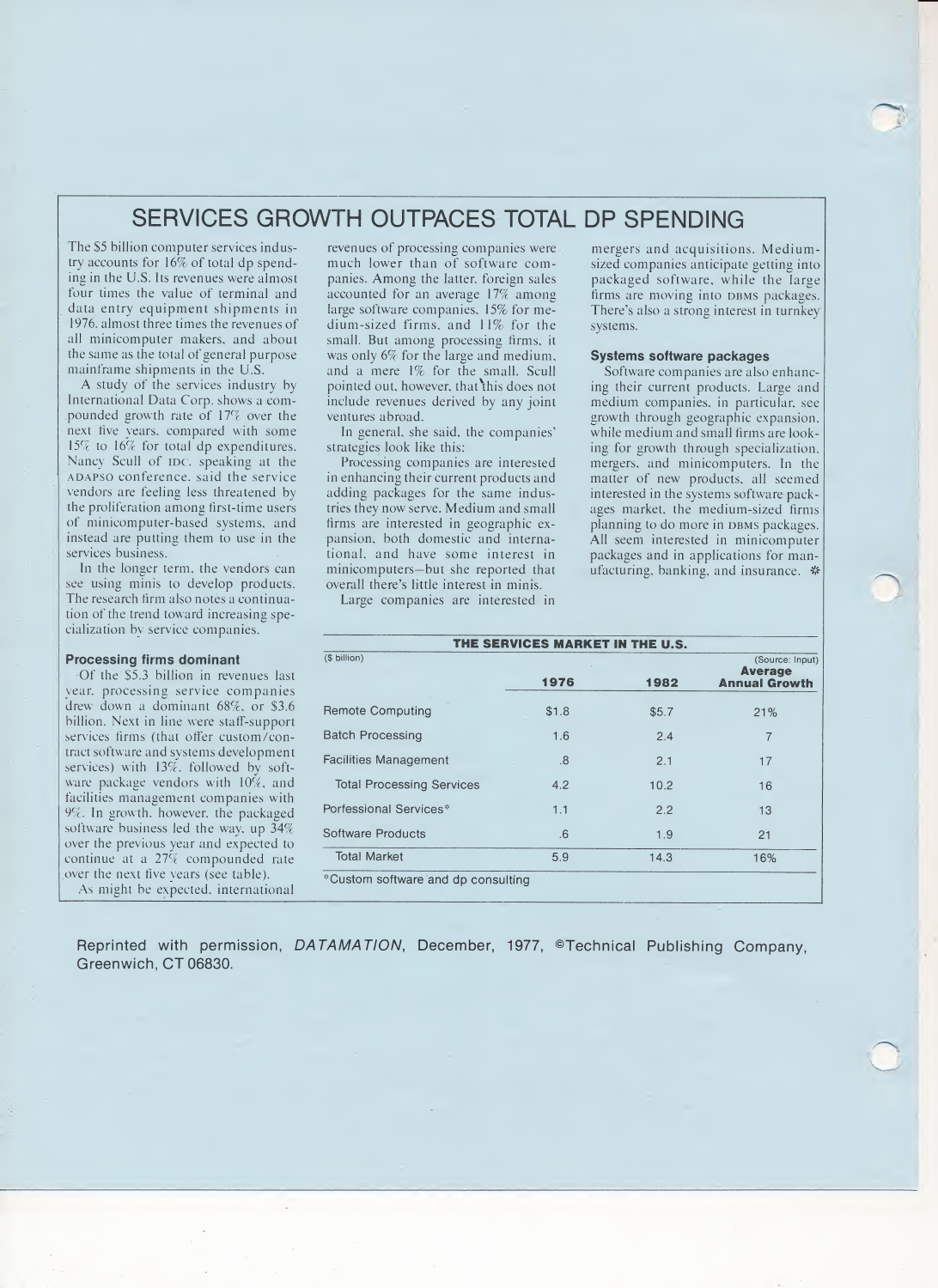# SERVICES GROWTH OUTPACES TOTAL DP SPENDING

The $5 billion computer services industry accounts for 16% of total dp spending in the U.S. Its revenues were almost four times the value of terminal and data entry equipment shipments in 1976, almost three times the revenues of all minicomputer makers, and about the same as the total of general purpose mainframe shipments in the U.S.

A study of the services industry by International Data Corp. shows a compounded growth rate of 17% over the next five years, compared with some 15% to 16% for total dp expenditures. Nancy Scull of IDC, speaking at the ADAPSO conference, said the service vendors are feeling less threatened by the proliferation among first-time users of minicomputer-based systems, and instead are putting them to use in the services business.

In the longer term, the vendors can see using minis to develop products. The research firm also notes a continuation of the trend toward increasing specialization by service companies.

### Processing firms dominant

Of the $5.3 billion in revenues last year, processing service companies drew down a dominant 68%, or $3.6 billion. Next in line were staff-support services firms (that offer custom/contract software and systems development services) with 13%, followed by software package vendors with 10%, and facilities management companies with 9%. In growth, however, the packaged software business led the way, up 34% over the previous year and expected to continue at a 27% compounded rate over the next five years (see table).

As might be expected, international revenues of processing companies were much lower than of software companies. Among the latter, foreign sales accounted for an average 17% among large software companies, 15% for medium-sized firms, and 11% for the small. But among processing firms, it was only 6% for the large and medium, and a mere 1% for the small. Scull pointed out, however, that this does not include revenues derived by any joint ventures abroad.

In general, she said, the companies' strategies look like this:

Processing companies are interested in enhancing their current products and adding packages for the same industries they now serve. Medium and small firms are interested in geographic expansion, both domestic and international, and have some interest in minicomputers—but she reported that overall there's little interest in minis.

Large companies are interested in mergers and acquisitions. Medium-sized companies anticipate getting into packaged software, while the large firms are moving into DBMS packages. There's also a strong interest in turnkey systems.

### Systems software packages

Software companies are also enhancing their current products. Large and medium companies, in particular, see growth through geographic expansion, while medium and small firms are looking for growth through specialization, mergers, and minicomputers. In the matter of new products, all seemed interested in the systems software packages market, the medium-sized firms planning to do more in DBMS packages. All seem interested in minicomputer packages and in applications for manufacturing, banking, and insurance. ✲

**THE SERVICES MARKET IN THE U.S.**

($ billion) (Source: Input)

| | 1976 | 1982 | Average Annual Growth |
|---|---|---|---|
| Remote Computing | $1.8 | $5.7 | 21% |
| Batch Processing | 1.6 | 2.4 | 7 |
| Facilities Management | .8 | 2.1 | 17 |
| Total Processing Services | 4.2 | 10.2 | 16 |
| Porfessional Services* | 1.1 | 2.2 | 13 |
| Software Products | .6 | 1.9 | 21 |
| Total Market | 5.9 | 14.3 | 16% |

*Custom software and dp consulting

Reprinted with permission, *DATAMATION*, December, 1977, ©Technical Publishing Company, Greenwich, CT 06830.